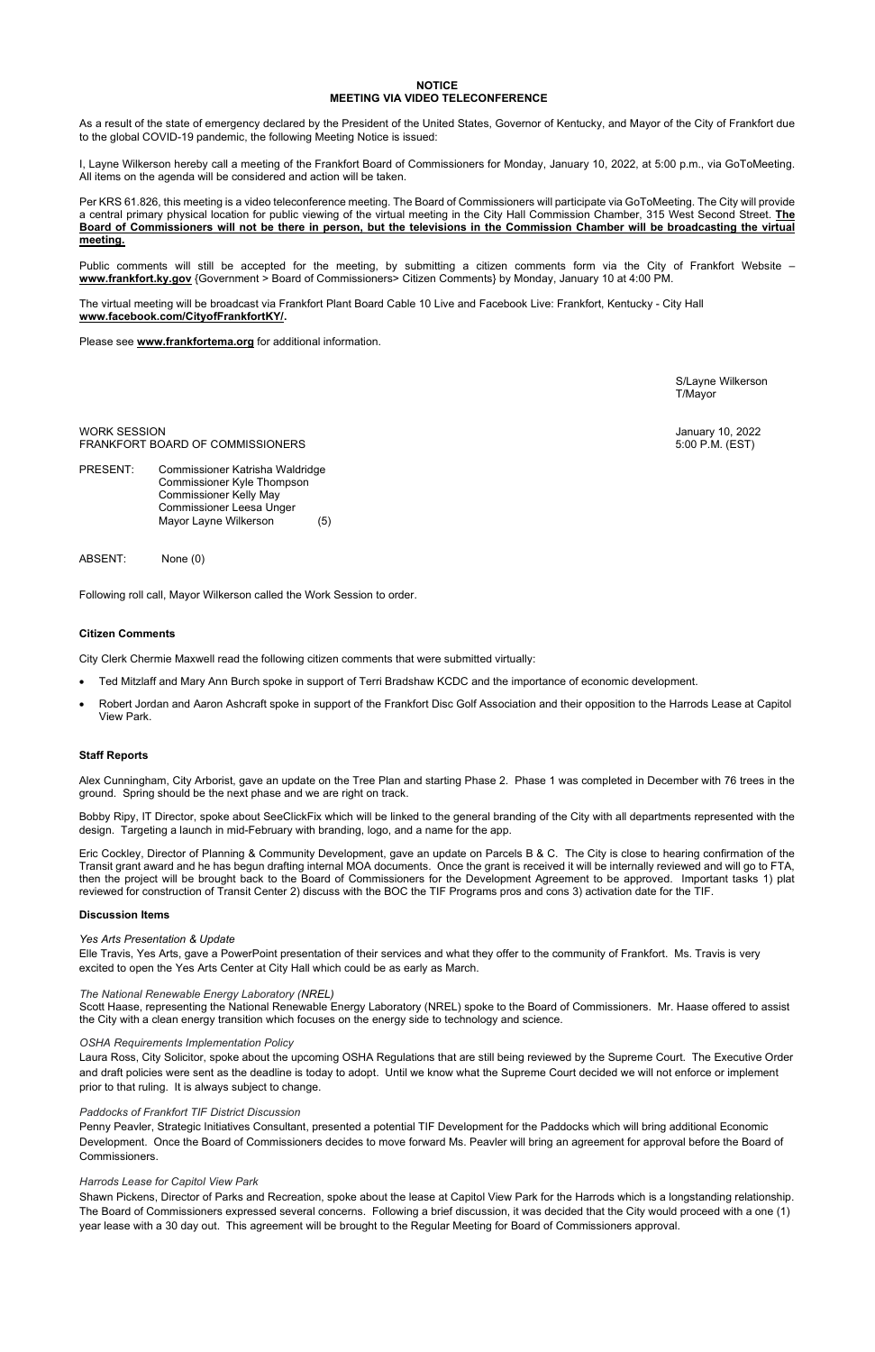**NOTICE**
**MEETING VIA VIDEO TELECONFERENCE**

As a result of the state of emergency declared by the President of the United States, Governor of Kentucky, and Mayor of the City of Frankfort due to the global COVID-19 pandemic, the following Meeting Notice is issued:

I, Layne Wilkerson hereby call a meeting of the Frankfort Board of Commissioners for Monday, January 10, 2022, at 5:00 p.m., via GoToMeeting. All items on the agenda will be considered and action will be taken.

Per KRS 61.826, this meeting is a video teleconference meeting. The Board of Commissioners will participate via GoToMeeting. The City will provide a central primary physical location for public viewing of the virtual meeting in the City Hall Commission Chamber, 315 West Second Street. **The Board of Commissioners will not be there in person, but the televisions in the Commission Chamber will be broadcasting the virtual meeting.**

Public comments will still be accepted for the meeting, by submitting a citizen comments form via the City of Frankfort Website – **www.frankfort.ky.gov** {Government > Board of Commissioners> Citizen Comments} by Monday, January 10 at 4:00 PM.

The virtual meeting will be broadcast via Frankfort Plant Board Cable 10 Live and Facebook Live: Frankfort, Kentucky - City Hall **www.facebook.com/CityofFrankfortKY/.**

Please see **www.frankfortema.org** for additional information.

S/Layne Wilkerson
T/Mayor

WORK SESSION
FRANKFORT BOARD OF COMMISSIONERS

January 10, 2022
5:00 P.M. (EST)

PRESENT: Commissioner Katrisha Waldridge
Commissioner Kyle Thompson
Commissioner Kelly May
Commissioner Leesa Unger
Mayor Layne Wilkerson (5)

ABSENT: None (0)

Following roll call, Mayor Wilkerson called the Work Session to order.

**Citizen Comments**

City Clerk Chermie Maxwell read the following citizen comments that were submitted virtually:

- Ted Mitzlaff and Mary Ann Burch spoke in support of Terri Bradshaw KCDC and the importance of economic development.
- Robert Jordan and Aaron Ashcraft spoke in support of the Frankfort Disc Golf Association and their opposition to the Harrods Lease at Capitol View Park.

**Staff Reports**

Alex Cunningham, City Arborist, gave an update on the Tree Plan and starting Phase 2. Phase 1 was completed in December with 76 trees in the ground. Spring should be the next phase and we are right on track.

Bobby Ripy, IT Director, spoke about SeeClickFix which will be linked to the general branding of the City with all departments represented with the design. Targeting a launch in mid-February with branding, logo, and a name for the app.

Eric Cockley, Director of Planning & Community Development, gave an update on Parcels B & C. The City is close to hearing confirmation of the Transit grant award and he has begun drafting internal MOA documents. Once the grant is received it will be internally reviewed and will go to FTA, then the project will be brought back to the Board of Commissioners for the Development Agreement to be approved. Important tasks 1) plat reviewed for construction of Transit Center 2) discuss with the BOC the TIF Programs pros and cons 3) activation date for the TIF.

**Discussion Items**

*Yes Arts Presentation & Update*
Elle Travis, Yes Arts, gave a PowerPoint presentation of their services and what they offer to the community of Frankfort. Ms. Travis is very excited to open the Yes Arts Center at City Hall which could be as early as March.

*The National Renewable Energy Laboratory (NREL)*
Scott Haase, representing the National Renewable Energy Laboratory (NREL) spoke to the Board of Commissioners. Mr. Haase offered to assist the City with a clean energy transition which focuses on the energy side to technology and science.

*OSHA Requirements Implementation Policy*
Laura Ross, City Solicitor, spoke about the upcoming OSHA Regulations that are still being reviewed by the Supreme Court. The Executive Order and draft policies were sent as the deadline is today to adopt. Until we know what the Supreme Court decided we will not enforce or implement prior to that ruling. It is always subject to change.

*Paddocks of Frankfort TIF District Discussion*
Penny Peavler, Strategic Initiatives Consultant, presented a potential TIF Development for the Paddocks which will bring additional Economic Development. Once the Board of Commissioners decides to move forward Ms. Peavler will bring an agreement for approval before the Board of Commissioners.

*Harrods Lease for Capitol View Park*
Shawn Pickens, Director of Parks and Recreation, spoke about the lease at Capitol View Park for the Harrods which is a longstanding relationship. The Board of Commissioners expressed several concerns. Following a brief discussion, it was decided that the City would proceed with a one (1) year lease with a 30 day out. This agreement will be brought to the Regular Meeting for Board of Commissioners approval.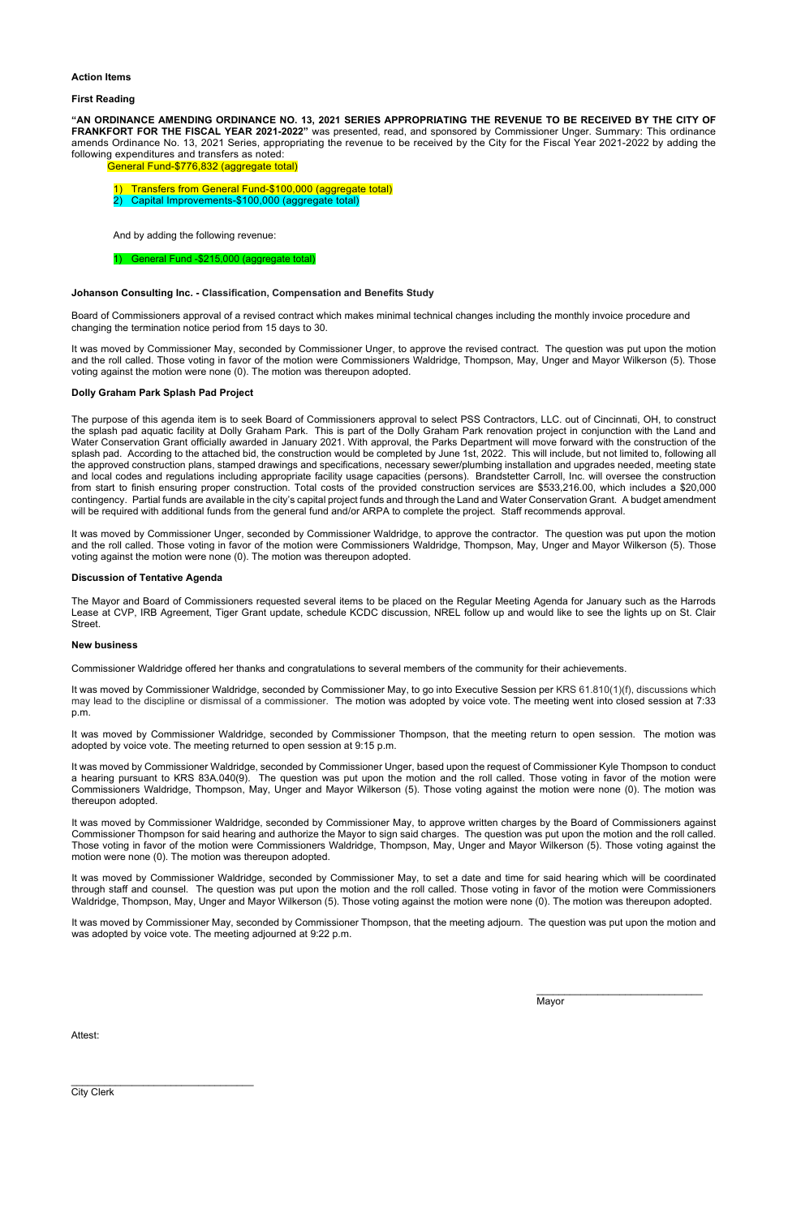**Action Items**

**First Reading**

**"AN ORDINANCE AMENDING ORDINANCE NO. 13, 2021 SERIES APPROPRIATING THE REVENUE TO BE RECEIVED BY THE CITY OF FRANKFORT FOR THE FISCAL YEAR 2021-2022"** was presented, read, and sponsored by Commissioner Unger. Summary: This ordinance amends Ordinance No. 13, 2021 Series, appropriating the revenue to be received by the City for the Fiscal Year 2021-2022 by adding the following expenditures and transfers as noted:

General Fund-$776,832 (aggregate total)

1) Transfers from General Fund-$100,000 (aggregate total)
2) Capital Improvements-$100,000 (aggregate total)

And by adding the following revenue:

1) General Fund -$215,000 (aggregate total)

**Johanson Consulting Inc. - Classification, Compensation and Benefits Study**

Board of Commissioners approval of a revised contract which makes minimal technical changes including the monthly invoice procedure and changing the termination notice period from 15 days to 30.

It was moved by Commissioner May, seconded by Commissioner Unger, to approve the revised contract. The question was put upon the motion and the roll called. Those voting in favor of the motion were Commissioners Waldridge, Thompson, May, Unger and Mayor Wilkerson (5). Those voting against the motion were none (0). The motion was thereupon adopted.

**Dolly Graham Park Splash Pad Project**

The purpose of this agenda item is to seek Board of Commissioners approval to select PSS Contractors, LLC. out of Cincinnati, OH, to construct the splash pad aquatic facility at Dolly Graham Park. This is part of the Dolly Graham Park renovation project in conjunction with the Land and Water Conservation Grant officially awarded in January 2021. With approval, the Parks Department will move forward with the construction of the splash pad. According to the attached bid, the construction would be completed by June 1st, 2022. This will include, but not limited to, following all the approved construction plans, stamped drawings and specifications, necessary sewer/plumbing installation and upgrades needed, meeting state and local codes and regulations including appropriate facility usage capacities (persons). Brandstetter Carroll, Inc. will oversee the construction from start to finish ensuring proper construction. Total costs of the provided construction services are $533,216.00, which includes a $20,000 contingency. Partial funds are available in the city's capital project funds and through the Land and Water Conservation Grant. A budget amendment will be required with additional funds from the general fund and/or ARPA to complete the project. Staff recommends approval.

It was moved by Commissioner Unger, seconded by Commissioner Waldridge, to approve the contractor. The question was put upon the motion and the roll called. Those voting in favor of the motion were Commissioners Waldridge, Thompson, May, Unger and Mayor Wilkerson (5). Those voting against the motion were none (0). The motion was thereupon adopted.

**Discussion of Tentative Agenda**

The Mayor and Board of Commissioners requested several items to be placed on the Regular Meeting Agenda for January such as the Harrods Lease at CVP, IRB Agreement, Tiger Grant update, schedule KCDC discussion, NREL follow up and would like to see the lights up on St. Clair Street.

**New business**

Commissioner Waldridge offered her thanks and congratulations to several members of the community for their achievements.

It was moved by Commissioner Waldridge, seconded by Commissioner May, to go into Executive Session per KRS 61.810(1)(f), discussions which may lead to the discipline or dismissal of a commissioner. The motion was adopted by voice vote. The meeting went into closed session at 7:33 p.m.

It was moved by Commissioner Waldridge, seconded by Commissioner Thompson, that the meeting return to open session. The motion was adopted by voice vote. The meeting returned to open session at 9:15 p.m.

It was moved by Commissioner Waldridge, seconded by Commissioner Unger, based upon the request of Commissioner Kyle Thompson to conduct a hearing pursuant to KRS 83A.040(9). The question was put upon the motion and the roll called. Those voting in favor of the motion were Commissioners Waldridge, Thompson, May, Unger and Mayor Wilkerson (5). Those voting against the motion were none (0). The motion was thereupon adopted.

It was moved by Commissioner Waldridge, seconded by Commissioner May, to approve written charges by the Board of Commissioners against Commissioner Thompson for said hearing and authorize the Mayor to sign said charges. The question was put upon the motion and the roll called. Those voting in favor of the motion were Commissioners Waldridge, Thompson, May, Unger and Mayor Wilkerson (5). Those voting against the motion were none (0). The motion was thereupon adopted.

It was moved by Commissioner Waldridge, seconded by Commissioner May, to set a date and time for said hearing which will be coordinated through staff and counsel. The question was put upon the motion and the roll called. Those voting in favor of the motion were Commissioners Waldridge, Thompson, May, Unger and Mayor Wilkerson (5). Those voting against the motion were none (0). The motion was thereupon adopted.

It was moved by Commissioner May, seconded by Commissioner Thompson, that the meeting adjourn. The question was put upon the motion and was adopted by voice vote. The meeting adjourned at 9:22 p.m.

\_\_\_\_\_\_\_\_\_\_\_\_\_\_\_\_\_\_\_\_\_\_\_\_\_\_\_\_\_\_
Mayor

Attest:

\_\_\_\_\_\_\_\_\_\_\_\_\_\_\_\_\_\_\_\_\_\_\_\_\_\_\_\_\_\_
City Clerk